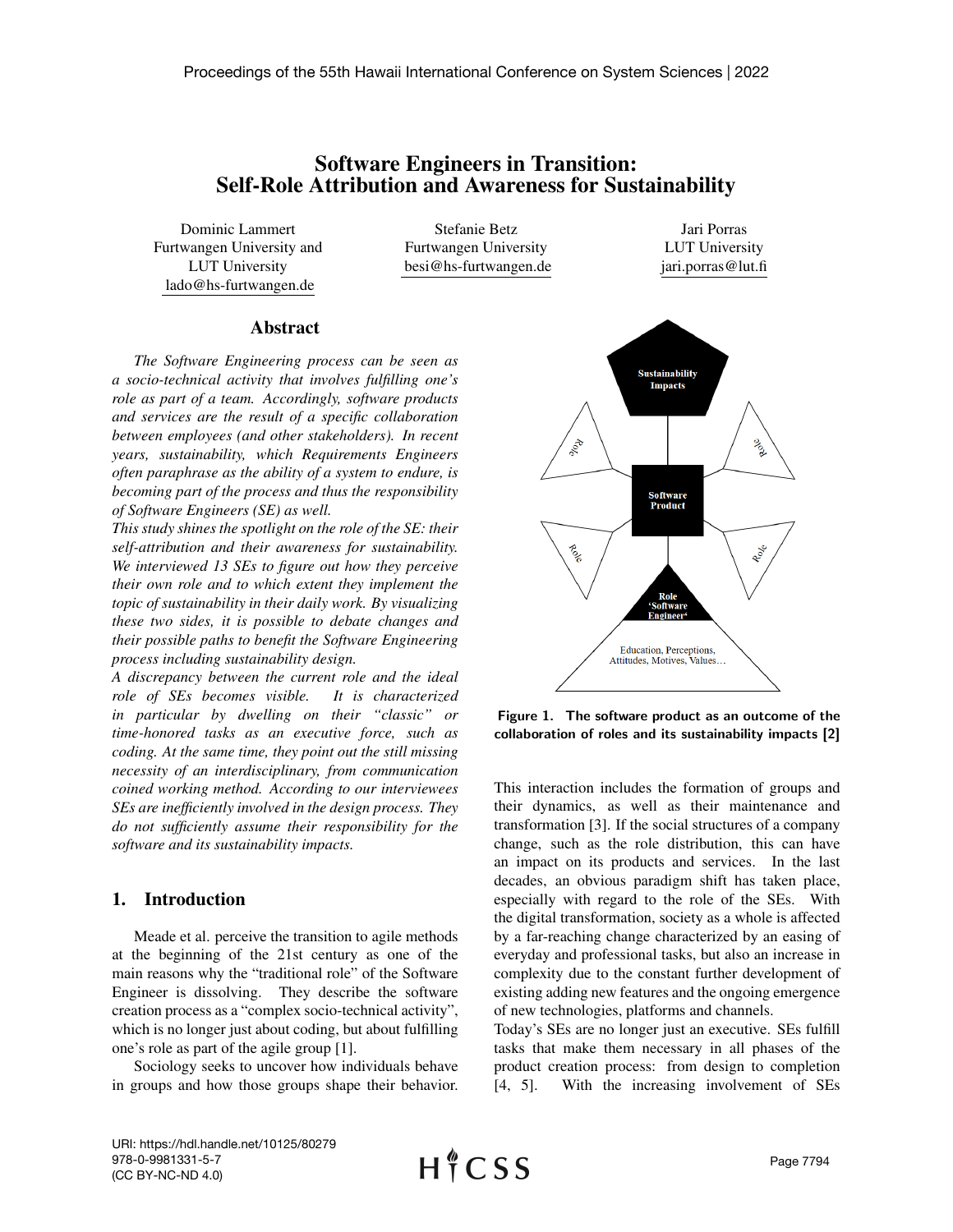# Software Engineers in Transition: Self-Role Attribution and Awareness for Sustainability

Dominic Lammert
Furtwangen University and LUT University
lado@hs-furtwangen.de

Stefanie Betz
Furtwangen University
besi@hs-furtwangen.de

Jari Porras
LUT University
jari.porras@lut.fi

## Abstract

*The Software Engineering process can be seen as a socio-technical activity that involves fulfilling one's role as part of a team. Accordingly, software products and services are the result of a specific collaboration between employees (and other stakeholders). In recent years, sustainability, which Requirements Engineers often paraphrase as the ability of a system to endure, is becoming part of the process and thus the responsibility of Software Engineers (SE) as well.*

*This study shines the spotlight on the role of the SE: their self-attribution and their awareness for sustainability. We interviewed 13 SEs to figure out how they perceive their own role and to which extent they implement the topic of sustainability in their daily work. By visualizing these two sides, it is possible to debate changes and their possible paths to benefit the Software Engineering process including sustainability design.*

*A discrepancy between the current role and the ideal role of SEs becomes visible. It is characterized in particular by dwelling on their "classic" or time-honored tasks as an executive force, such as coding. At the same time, they point out the still missing necessity of an interdisciplinary, from communication coined working method. According to our interviewees SEs are inefficiently involved in the design process. They do not sufficiently assume their responsibility for the software and its sustainability impacts.*

## 1. Introduction

Meade et al. perceive the transition to agile methods at the beginning of the 21st century as one of the main reasons why the "traditional role" of the Software Engineer is dissolving. They describe the software creation process as a "complex socio-technical activity", which is no longer just about coding, but about fulfilling one's role as part of the agile group [1].

Sociology seeks to uncover how individuals behave in groups and how those groups shape their behavior.

Sustainability Impacts

Role

Role

Software Product

Role

Role

Role 'Software Engineer'

Education, Perceptions, Attitudes, Motives, Values…

**Figure 1. The software product as an outcome of the collaboration of roles and its sustainability impacts [2]**

This interaction includes the formation of groups and their dynamics, as well as their maintenance and transformation [3]. If the social structures of a company change, such as the role distribution, this can have an impact on its products and services. In the last decades, an obvious paradigm shift has taken place, especially with regard to the role of the SEs. With the digital transformation, society as a whole is affected by a far-reaching change characterized by an easing of everyday and professional tasks, but also an increase in complexity due to the constant further development of existing adding new features and the ongoing emergence of new technologies, platforms and channels.

Today's SEs are no longer just an executive. SEs fulfill tasks that make them necessary in all phases of the product creation process: from design to completion [4, 5]. With the increasing involvement of SEs

URI: https://hdl.handle.net/10125/80279
978-0-9981331-5-7
(CC BY-NC-ND 4.0)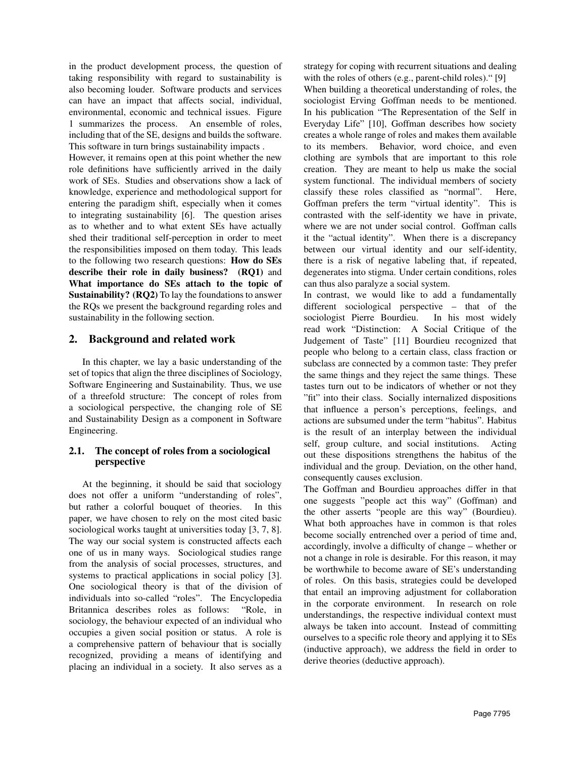in the product development process, the question of taking responsibility with regard to sustainability is also becoming louder. Software products and services can have an impact that affects social, individual, environmental, economic and technical issues. Figure 1 summarizes the process. An ensemble of roles, including that of the SE, designs and builds the software. This software in turn brings sustainability impacts .

However, it remains open at this point whether the new role definitions have sufficiently arrived in the daily work of SEs. Studies and observations show a lack of knowledge, experience and methodological support for entering the paradigm shift, especially when it comes to integrating sustainability [6]. The question arises as to whether and to what extent SEs have actually shed their traditional self-perception in order to meet the responsibilities imposed on them today. This leads to the following two research questions: **How do SEs describe their role in daily business? (RQ1)** and **What importance do SEs attach to the topic of Sustainability? (RQ2)** To lay the foundations to answer the RQs we present the background regarding roles and sustainability in the following section.

## 2. Background and related work

In this chapter, we lay a basic understanding of the set of topics that align the three disciplines of Sociology, Software Engineering and Sustainability. Thus, we use of a threefold structure: The concept of roles from a sociological perspective, the changing role of SE and Sustainability Design as a component in Software Engineering.

### 2.1. The concept of roles from a sociological perspective

At the beginning, it should be said that sociology does not offer a uniform "understanding of roles", but rather a colorful bouquet of theories. In this paper, we have chosen to rely on the most cited basic sociological works taught at universities today [3, 7, 8]. The way our social system is constructed affects each one of us in many ways. Sociological studies range from the analysis of social processes, structures, and systems to practical applications in social policy [3]. One sociological theory is that of the division of individuals into so-called "roles". The Encyclopedia Britannica describes roles as follows: "Role, in sociology, the behaviour expected of an individual who occupies a given social position or status. A role is a comprehensive pattern of behaviour that is socially recognized, providing a means of identifying and placing an individual in a society. It also serves as a strategy for coping with recurrent situations and dealing with the roles of others (e.g., parent-child roles)." [9]

When building a theoretical understanding of roles, the sociologist Erving Goffman needs to be mentioned. In his publication "The Representation of the Self in Everyday Life" [10], Goffman describes how society creates a whole range of roles and makes them available to its members. Behavior, word choice, and even clothing are symbols that are important to this role creation. They are meant to help us make the social system functional. The individual members of society classify these roles classified as "normal". Here, Goffman prefers the term "virtual identity". This is contrasted with the self-identity we have in private, where we are not under social control. Goffman calls it the "actual identity". When there is a discrepancy between our virtual identity and our self-identity, there is a risk of negative labeling that, if repeated, degenerates into stigma. Under certain conditions, roles can thus also paralyze a social system.

In contrast, we would like to add a fundamentally different sociological perspective – that of the sociologist Pierre Bourdieu. In his most widely read work "Distinction: A Social Critique of the Judgement of Taste" [11] Bourdieu recognized that people who belong to a certain class, class fraction or subclass are connected by a common taste: They prefer the same things and they reject the same things. These tastes turn out to be indicators of whether or not they "fit" into their class. Socially internalized dispositions that influence a person's perceptions, feelings, and actions are subsumed under the term "habitus". Habitus is the result of an interplay between the individual self, group culture, and social institutions. Acting out these dispositions strengthens the habitus of the individual and the group. Deviation, on the other hand, consequently causes exclusion.

The Goffman and Bourdieu approaches differ in that one suggests "people act this way" (Goffman) and the other asserts "people are this way" (Bourdieu). What both approaches have in common is that roles become socially entrenched over a period of time and, accordingly, involve a difficulty of change – whether or not a change in role is desirable. For this reason, it may be worthwhile to become aware of SE's understanding of roles. On this basis, strategies could be developed that entail an improving adjustment for collaboration in the corporate environment. In research on role understandings, the respective individual context must always be taken into account. Instead of committing ourselves to a specific role theory and applying it to SEs (inductive approach), we address the field in order to derive theories (deductive approach).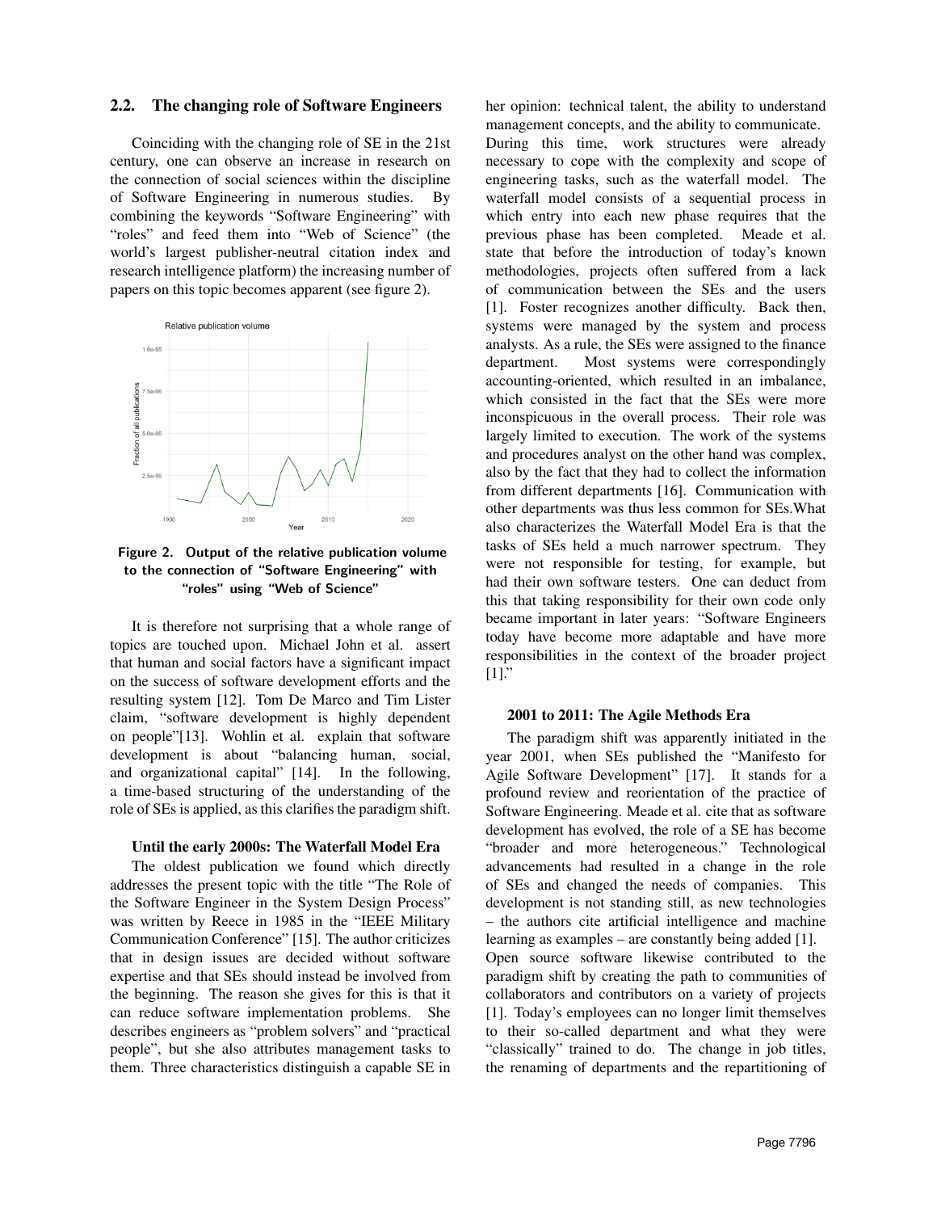## 2.2. The changing role of Software Engineers

Coinciding with the changing role of SE in the 21st century, one can observe an increase in research on the connection of social sciences within the discipline of Software Engineering in numerous studies. By combining the keywords "Software Engineering" with "roles" and feed them into "Web of Science" (the world's largest publisher-neutral citation index and research intelligence platform) the increasing number of papers on this topic becomes apparent (see figure 2).

**Figure 2. Output of the relative publication volume to the connection of "Software Engineering" with "roles" using "Web of Science"**

It is therefore not surprising that a whole range of topics are touched upon. Michael John et al. assert that human and social factors have a significant impact on the success of software development efforts and the resulting system [12]. Tom De Marco and Tim Lister claim, "software development is highly dependent on people"[13]. Wohlin et al. explain that software development is about "balancing human, social, and organizational capital" [14]. In the following, a time-based structuring of the understanding of the role of SEs is applied, as this clarifies the paradigm shift.

### Until the early 2000s: The Waterfall Model Era

The oldest publication we found which directly addresses the present topic with the title "The Role of the Software Engineer in the System Design Process" was written by Reece in 1985 in the "IEEE Military Communication Conference" [15]. The author criticizes that in design issues are decided without software expertise and that SEs should instead be involved from the beginning. The reason she gives for this is that it can reduce software implementation problems. She describes engineers as "problem solvers" and "practical people", but she also attributes management tasks to them. Three characteristics distinguish a capable SE in her opinion: technical talent, the ability to understand management concepts, and the ability to communicate.
During this time, work structures were already necessary to cope with the complexity and scope of engineering tasks, such as the waterfall model. The waterfall model consists of a sequential process in which entry into each new phase requires that the previous phase has been completed. Meade et al. state that before the introduction of today's known methodologies, projects often suffered from a lack of communication between the SEs and the users [1]. Foster recognizes another difficulty. Back then, systems were managed by the system and process analysts. As a rule, the SEs were assigned to the finance department. Most systems were correspondingly accounting-oriented, which resulted in an imbalance, which consisted in the fact that the SEs were more inconspicuous in the overall process. Their role was largely limited to execution. The work of the systems and procedures analyst on the other hand was complex, also by the fact that they had to collect the information from different departments [16]. Communication with other departments was thus less common for SEs.What also characterizes the Waterfall Model Era is that the tasks of SEs held a much narrower spectrum. They were not responsible for testing, for example, but had their own software testers. One can deduct from this that taking responsibility for their own code only became important in later years: "Software Engineers today have become more adaptable and have more responsibilities in the context of the broader project [1]."

### 2001 to 2011: The Agile Methods Era

The paradigm shift was apparently initiated in the year 2001, when SEs published the "Manifesto for Agile Software Development" [17]. It stands for a profound review and reorientation of the practice of Software Engineering. Meade et al. cite that as software development has evolved, the role of a SE has become "broader and more heterogeneous." Technological advancements had resulted in a change in the role of SEs and changed the needs of companies. This development is not standing still, as new technologies – the authors cite artificial intelligence and machine learning as examples – are constantly being added [1].
Open source software likewise contributed to the paradigm shift by creating the path to communities of collaborators and contributors on a variety of projects [1]. Today's employees can no longer limit themselves to their so-called department and what they were "classically" trained to do. The change in job titles, the renaming of departments and the repartitioning of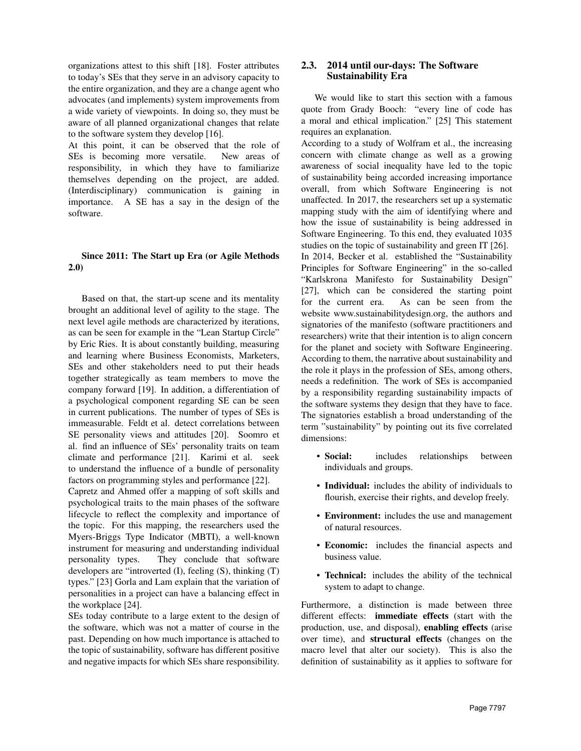organizations attest to this shift [18]. Foster attributes to today's SEs that they serve in an advisory capacity to the entire organization, and they are a change agent who advocates (and implements) system improvements from a wide variety of viewpoints. In doing so, they must be aware of all planned organizational changes that relate to the software system they develop [16].

At this point, it can be observed that the role of SEs is becoming more versatile. New areas of responsibility, in which they have to familiarize themselves depending on the project, are added. (Interdisciplinary) communication is gaining in importance. A SE has a say in the design of the software.

### Since 2011: The Start up Era (or Agile Methods 2.0)

Based on that, the start-up scene and its mentality brought an additional level of agility to the stage. The next level agile methods are characterized by iterations, as can be seen for example in the "Lean Startup Circle" by Eric Ries. It is about constantly building, measuring and learning where Business Economists, Marketers, SEs and other stakeholders need to put their heads together strategically as team members to move the company forward [19]. In addition, a differentiation of a psychological component regarding SE can be seen in current publications. The number of types of SEs is immeasurable. Feldt et al. detect correlations between SE personality views and attitudes [20]. Soomro et al. find an influence of SEs' personality traits on team climate and performance [21]. Karimi et al. seek to understand the influence of a bundle of personality factors on programming styles and performance [22].

Capretz and Ahmed offer a mapping of soft skills and psychological traits to the main phases of the software lifecycle to reflect the complexity and importance of the topic. For this mapping, the researchers used the Myers-Briggs Type Indicator (MBTI), a well-known instrument for measuring and understanding individual personality types. They conclude that software developers are "introverted (I), feeling (S), thinking (T) types." [23] Gorla and Lam explain that the variation of personalities in a project can have a balancing effect in the workplace [24].

SEs today contribute to a large extent to the design of the software, which was not a matter of course in the past. Depending on how much importance is attached to the topic of sustainability, software has different positive and negative impacts for which SEs share responsibility.

### 2.3. 2014 until our-days: The Software Sustainability Era

We would like to start this section with a famous quote from Grady Booch: "every line of code has a moral and ethical implication." [25] This statement requires an explanation.

According to a study of Wolfram et al., the increasing concern with climate change as well as a growing awareness of social inequality have led to the topic of sustainability being accorded increasing importance overall, from which Software Engineering is not unaffected. In 2017, the researchers set up a systematic mapping study with the aim of identifying where and how the issue of sustainability is being addressed in Software Engineering. To this end, they evaluated 1035 studies on the topic of sustainability and green IT [26].

In 2014, Becker et al. established the "Sustainability Principles for Software Engineering" in the so-called "Karlskrona Manifesto for Sustainability Design" [27], which can be considered the starting point for the current era. As can be seen from the website www.sustainabilitydesign.org, the authors and signatories of the manifesto (software practitioners and researchers) write that their intention is to align concern for the planet and society with Software Engineering. According to them, the narrative about sustainability and the role it plays in the profession of SEs, among others, needs a redefinition. The work of SEs is accompanied by a responsibility regarding sustainability impacts of the software systems they design that they have to face. The signatories establish a broad understanding of the term "sustainability" by pointing out its five correlated dimensions:

- **Social:** includes relationships between individuals and groups.
- **Individual:** includes the ability of individuals to flourish, exercise their rights, and develop freely.
- **Environment:** includes the use and management of natural resources.
- **Economic:** includes the financial aspects and business value.
- **Technical:** includes the ability of the technical system to adapt to change.

Furthermore, a distinction is made between three different effects: **immediate effects** (start with the production, use, and disposal), **enabling effects** (arise over time), and **structural effects** (changes on the macro level that alter our society). This is also the definition of sustainability as it applies to software for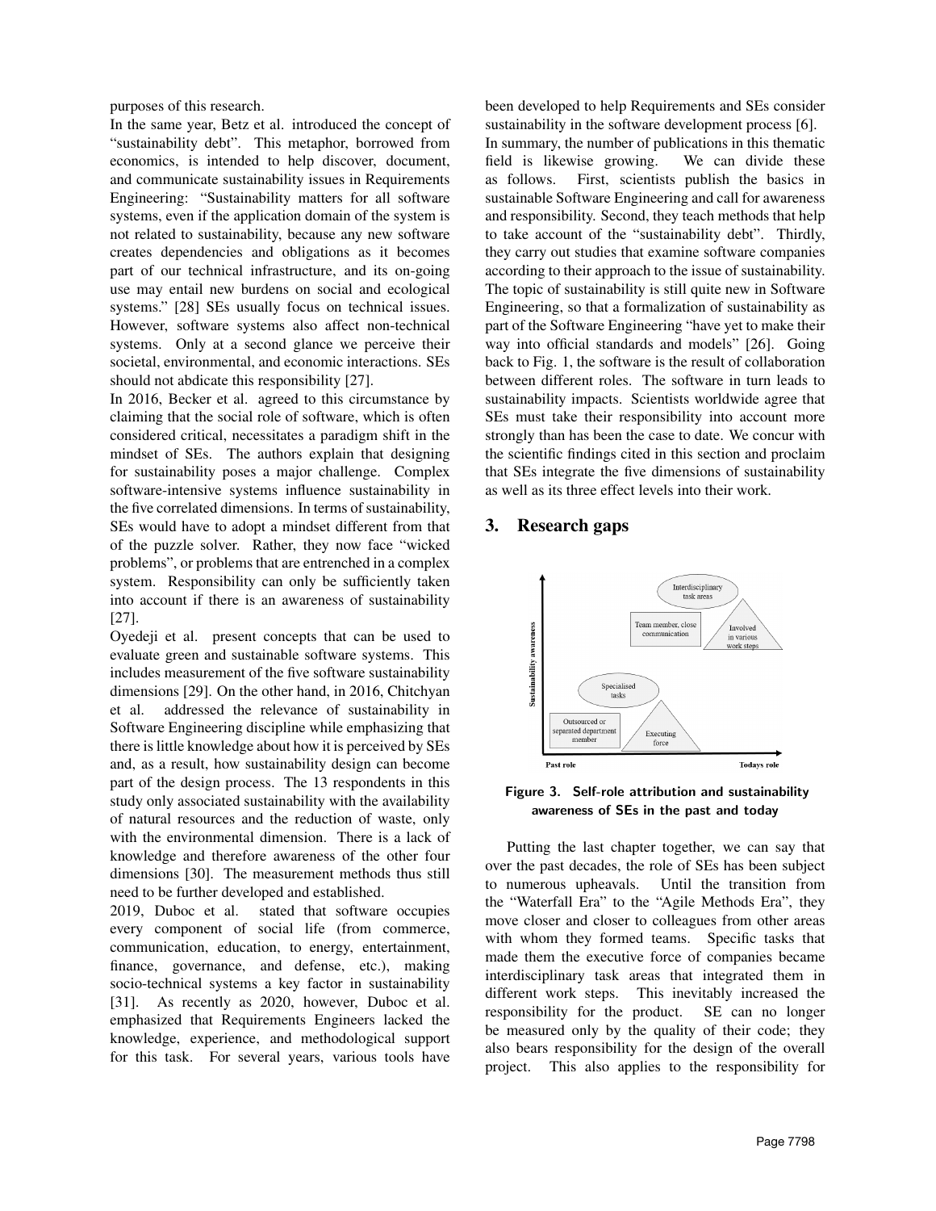purposes of this research.

In the same year, Betz et al. introduced the concept of "sustainability debt". This metaphor, borrowed from economics, is intended to help discover, document, and communicate sustainability issues in Requirements Engineering: "Sustainability matters for all software systems, even if the application domain of the system is not related to sustainability, because any new software creates dependencies and obligations as it becomes part of our technical infrastructure, and its on-going use may entail new burdens on social and ecological systems." [28] SEs usually focus on technical issues. However, software systems also affect non-technical systems. Only at a second glance we perceive their societal, environmental, and economic interactions. SEs should not abdicate this responsibility [27].

In 2016, Becker et al. agreed to this circumstance by claiming that the social role of software, which is often considered critical, necessitates a paradigm shift in the mindset of SEs. The authors explain that designing for sustainability poses a major challenge. Complex software-intensive systems influence sustainability in the five correlated dimensions. In terms of sustainability, SEs would have to adopt a mindset different from that of the puzzle solver. Rather, they now face "wicked problems", or problems that are entrenched in a complex system. Responsibility can only be sufficiently taken into account if there is an awareness of sustainability [27].

Oyedeji et al. present concepts that can be used to evaluate green and sustainable software systems. This includes measurement of the five software sustainability dimensions [29]. On the other hand, in 2016, Chitchyan et al. addressed the relevance of sustainability in Software Engineering discipline while emphasizing that there is little knowledge about how it is perceived by SEs and, as a result, how sustainability design can become part of the design process. The 13 respondents in this study only associated sustainability with the availability of natural resources and the reduction of waste, only with the environmental dimension. There is a lack of knowledge and therefore awareness of the other four dimensions [30]. The measurement methods thus still need to be further developed and established.

2019, Duboc et al. stated that software occupies every component of social life (from commerce, communication, education, to energy, entertainment, finance, governance, and defense, etc.), making socio-technical systems a key factor in sustainability [31]. As recently as 2020, however, Duboc et al. emphasized that Requirements Engineers lacked the knowledge, experience, and methodological support for this task. For several years, various tools have been developed to help Requirements and SEs consider sustainability in the software development process [6].

In summary, the number of publications in this thematic field is likewise growing. We can divide these as follows. First, scientists publish the basics in sustainable Software Engineering and call for awareness and responsibility. Second, they teach methods that help to take account of the "sustainability debt". Thirdly, they carry out studies that examine software companies according to their approach to the issue of sustainability. The topic of sustainability is still quite new in Software Engineering, so that a formalization of sustainability as part of the Software Engineering "have yet to make their way into official standards and models" [26]. Going back to Fig. 1, the software is the result of collaboration between different roles. The software in turn leads to sustainability impacts. Scientists worldwide agree that SEs must take their responsibility into account more strongly than has been the case to date. We concur with the scientific findings cited in this section and proclaim that SEs integrate the five dimensions of sustainability as well as its three effect levels into their work.

## 3. Research gaps

Figure 3. Self-role attribution and sustainability awareness of SEs in the past and today

Putting the last chapter together, we can say that over the past decades, the role of SEs has been subject to numerous upheavals. Until the transition from the "Waterfall Era" to the "Agile Methods Era", they move closer and closer to colleagues from other areas with whom they formed teams. Specific tasks that made them the executive force of companies became interdisciplinary task areas that integrated them in different work steps. This inevitably increased the responsibility for the product. SE can no longer be measured only by the quality of their code; they also bears responsibility for the design of the overall project. This also applies to the responsibility for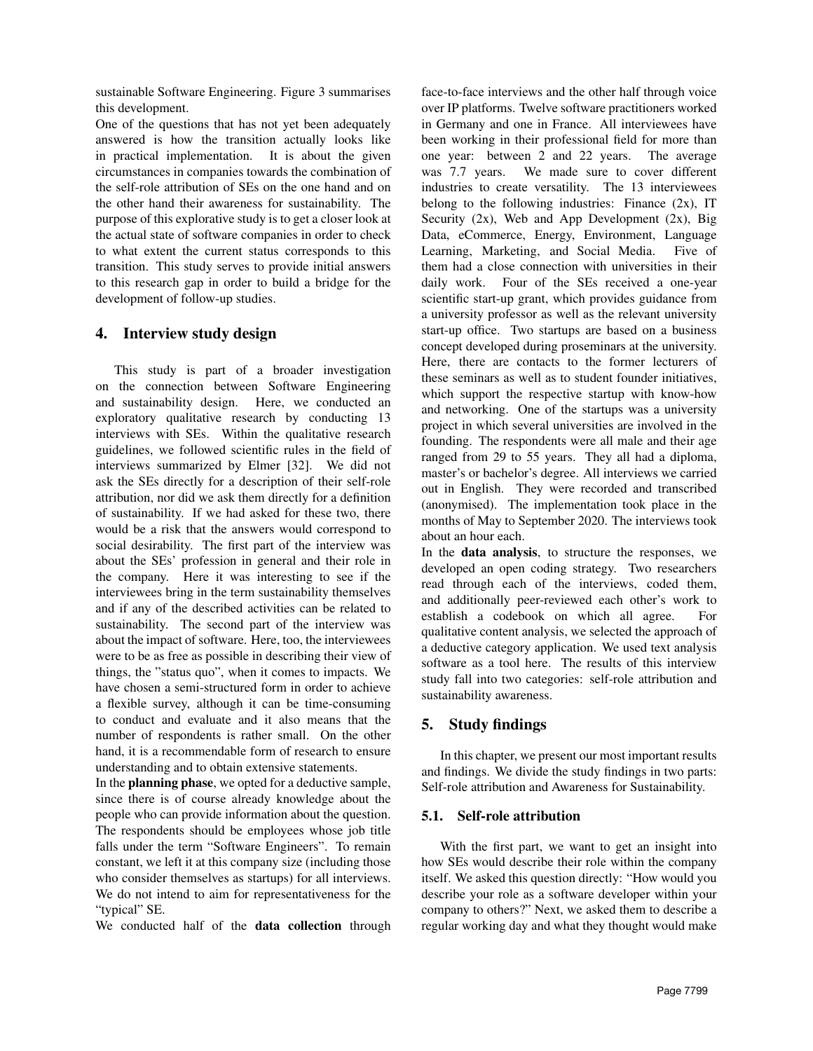sustainable Software Engineering. Figure 3 summarises this development.

One of the questions that has not yet been adequately answered is how the transition actually looks like in practical implementation. It is about the given circumstances in companies towards the combination of the self-role attribution of SEs on the one hand and on the other hand their awareness for sustainability. The purpose of this explorative study is to get a closer look at the actual state of software companies in order to check to what extent the current status corresponds to this transition. This study serves to provide initial answers to this research gap in order to build a bridge for the development of follow-up studies.

## 4. Interview study design

This study is part of a broader investigation on the connection between Software Engineering and sustainability design. Here, we conducted an exploratory qualitative research by conducting 13 interviews with SEs. Within the qualitative research guidelines, we followed scientific rules in the field of interviews summarized by Elmer [32]. We did not ask the SEs directly for a description of their self-role attribution, nor did we ask them directly for a definition of sustainability. If we had asked for these two, there would be a risk that the answers would correspond to social desirability. The first part of the interview was about the SEs' profession in general and their role in the company. Here it was interesting to see if the interviewees bring in the term sustainability themselves and if any of the described activities can be related to sustainability. The second part of the interview was about the impact of software. Here, too, the interviewees were to be as free as possible in describing their view of things, the "status quo", when it comes to impacts. We have chosen a semi-structured form in order to achieve a flexible survey, although it can be time-consuming to conduct and evaluate and it also means that the number of respondents is rather small. On the other hand, it is a recommendable form of research to ensure understanding and to obtain extensive statements.

In the **planning phase**, we opted for a deductive sample, since there is of course already knowledge about the people who can provide information about the question. The respondents should be employees whose job title falls under the term "Software Engineers". To remain constant, we left it at this company size (including those who consider themselves as startups) for all interviews. We do not intend to aim for representativeness for the "typical" SE.

We conducted half of the **data collection** through face-to-face interviews and the other half through voice over IP platforms. Twelve software practitioners worked in Germany and one in France. All interviewees have been working in their professional field for more than one year: between 2 and 22 years. The average was 7.7 years. We made sure to cover different industries to create versatility. The 13 interviewees belong to the following industries: Finance (2x), IT Security (2x), Web and App Development (2x), Big Data, eCommerce, Energy, Environment, Language Learning, Marketing, and Social Media. Five of them had a close connection with universities in their daily work. Four of the SEs received a one-year scientific start-up grant, which provides guidance from a university professor as well as the relevant university start-up office. Two startups are based on a business concept developed during proseminars at the university. Here, there are contacts to the former lecturers of these seminars as well as to student founder initiatives, which support the respective startup with know-how and networking. One of the startups was a university project in which several universities are involved in the founding. The respondents were all male and their age ranged from 29 to 55 years. They all had a diploma, master's or bachelor's degree. All interviews we carried out in English. They were recorded and transcribed (anonymised). The implementation took place in the months of May to September 2020. The interviews took about an hour each.

In the **data analysis**, to structure the responses, we developed an open coding strategy. Two researchers read through each of the interviews, coded them, and additionally peer-reviewed each other's work to establish a codebook on which all agree. For qualitative content analysis, we selected the approach of a deductive category application. We used text analysis software as a tool here. The results of this interview study fall into two categories: self-role attribution and sustainability awareness.

## 5. Study findings

In this chapter, we present our most important results and findings. We divide the study findings in two parts: Self-role attribution and Awareness for Sustainability.

### 5.1. Self-role attribution

With the first part, we want to get an insight into how SEs would describe their role within the company itself. We asked this question directly: "How would you describe your role as a software developer within your company to others?" Next, we asked them to describe a regular working day and what they thought would make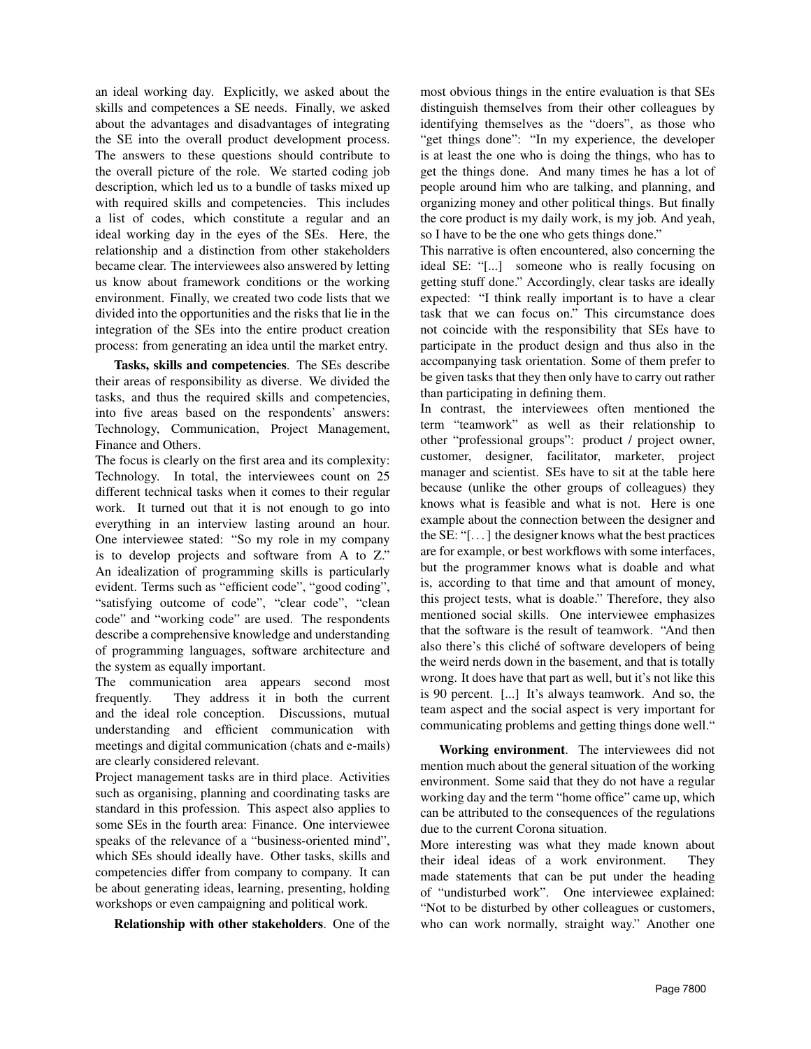an ideal working day. Explicitly, we asked about the skills and competences a SE needs. Finally, we asked about the advantages and disadvantages of integrating the SE into the overall product development process. The answers to these questions should contribute to the overall picture of the role. We started coding job description, which led us to a bundle of tasks mixed up with required skills and competencies. This includes a list of codes, which constitute a regular and an ideal working day in the eyes of the SEs. Here, the relationship and a distinction from other stakeholders became clear. The interviewees also answered by letting us know about framework conditions or the working environment. Finally, we created two code lists that we divided into the opportunities and the risks that lie in the integration of the SEs into the entire product creation process: from generating an idea until the market entry.

**Tasks, skills and competencies**. The SEs describe their areas of responsibility as diverse. We divided the tasks, and thus the required skills and competencies, into five areas based on the respondents' answers: Technology, Communication, Project Management, Finance and Others.

The focus is clearly on the first area and its complexity: Technology. In total, the interviewees count on 25 different technical tasks when it comes to their regular work. It turned out that it is not enough to go into everything in an interview lasting around an hour. One interviewee stated: "So my role in my company is to develop projects and software from A to Z." An idealization of programming skills is particularly evident. Terms such as "efficient code", "good coding", "satisfying outcome of code", "clear code", "clean code" and "working code" are used. The respondents describe a comprehensive knowledge and understanding of programming languages, software architecture and the system as equally important.

The communication area appears second most frequently. They address it in both the current and the ideal role conception. Discussions, mutual understanding and efficient communication with meetings and digital communication (chats and e-mails) are clearly considered relevant.

Project management tasks are in third place. Activities such as organising, planning and coordinating tasks are standard in this profession. This aspect also applies to some SEs in the fourth area: Finance. One interviewee speaks of the relevance of a "business-oriented mind", which SEs should ideally have. Other tasks, skills and competencies differ from company to company. It can be about generating ideas, learning, presenting, holding workshops or even campaigning and political work.

**Relationship with other stakeholders**. One of the most obvious things in the entire evaluation is that SEs distinguish themselves from their other colleagues by identifying themselves as the "doers", as those who "get things done": "In my experience, the developer is at least the one who is doing the things, who has to get the things done. And many times he has a lot of people around him who are talking, and planning, and organizing money and other political things. But finally the core product is my daily work, is my job. And yeah, so I have to be the one who gets things done."

This narrative is often encountered, also concerning the ideal SE: "[...] someone who is really focusing on getting stuff done." Accordingly, clear tasks are ideally expected: "I think really important is to have a clear task that we can focus on." This circumstance does not coincide with the responsibility that SEs have to participate in the product design and thus also in the accompanying task orientation. Some of them prefer to be given tasks that they then only have to carry out rather than participating in defining them.

In contrast, the interviewees often mentioned the term "teamwork" as well as their relationship to other "professional groups": product / project owner, customer, designer, facilitator, marketer, project manager and scientist. SEs have to sit at the table here because (unlike the other groups of colleagues) they knows what is feasible and what is not. Here is one example about the connection between the designer and the SE: "[. . . ] the designer knows what the best practices are for example, or best workflows with some interfaces, but the programmer knows what is doable and what is, according to that time and that amount of money, this project tests, what is doable." Therefore, they also mentioned social skills. One interviewee emphasizes that the software is the result of teamwork. "And then also there's this cliché of software developers of being the weird nerds down in the basement, and that is totally wrong. It does have that part as well, but it's not like this is 90 percent. [...] It's always teamwork. And so, the team aspect and the social aspect is very important for communicating problems and getting things done well."

**Working environment**. The interviewees did not mention much about the general situation of the working environment. Some said that they do not have a regular working day and the term "home office" came up, which can be attributed to the consequences of the regulations due to the current Corona situation.

More interesting was what they made known about their ideal ideas of a work environment. They made statements that can be put under the heading of "undisturbed work". One interviewee explained: "Not to be disturbed by other colleagues or customers, who can work normally, straight way." Another one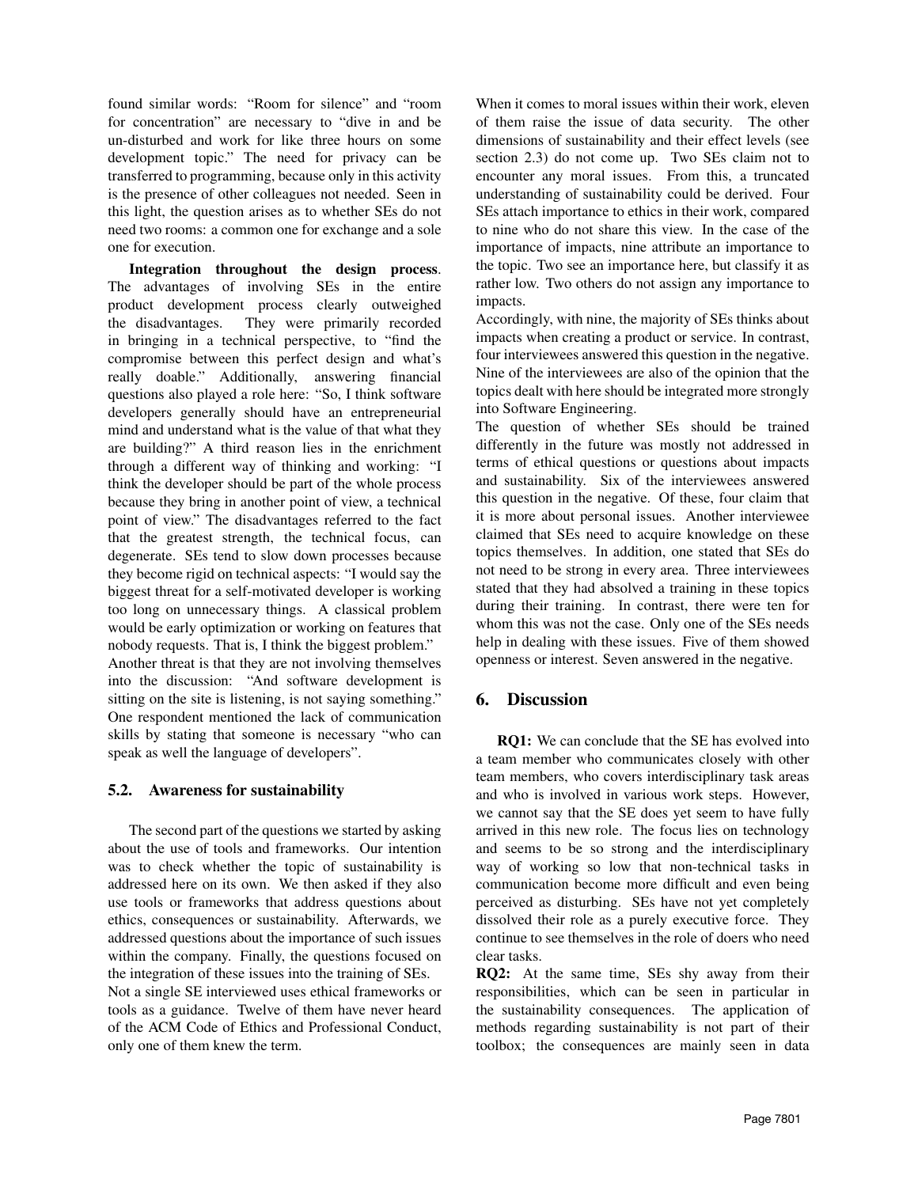found similar words: “Room for silence” and “room for concentration” are necessary to “dive in and be un-disturbed and work for like three hours on some development topic.” The need for privacy can be transferred to programming, because only in this activity is the presence of other colleagues not needed. Seen in this light, the question arises as to whether SEs do not need two rooms: a common one for exchange and a sole one for execution.

**Integration throughout the design process**. The advantages of involving SEs in the entire product development process clearly outweighed the disadvantages. They were primarily recorded in bringing in a technical perspective, to “find the compromise between this perfect design and what’s really doable.” Additionally, answering financial questions also played a role here: “So, I think software developers generally should have an entrepreneurial mind and understand what is the value of that what they are building?” A third reason lies in the enrichment through a different way of thinking and working: “I think the developer should be part of the whole process because they bring in another point of view, a technical point of view.” The disadvantages referred to the fact that the greatest strength, the technical focus, can degenerate. SEs tend to slow down processes because they become rigid on technical aspects: “I would say the biggest threat for a self-motivated developer is working too long on unnecessary things. A classical problem would be early optimization or working on features that nobody requests. That is, I think the biggest problem.”
Another threat is that they are not involving themselves into the discussion: “And software development is sitting on the site is listening, is not saying something.” One respondent mentioned the lack of communication skills by stating that someone is necessary “who can speak as well the language of developers”.

### 5.2. Awareness for sustainability

The second part of the questions we started by asking about the use of tools and frameworks. Our intention was to check whether the topic of sustainability is addressed here on its own. We then asked if they also use tools or frameworks that address questions about ethics, consequences or sustainability. Afterwards, we addressed questions about the importance of such issues within the company. Finally, the questions focused on the integration of these issues into the training of SEs.
Not a single SE interviewed uses ethical frameworks or tools as a guidance. Twelve of them have never heard of the ACM Code of Ethics and Professional Conduct, only one of them knew the term.
When it comes to moral issues within their work, eleven of them raise the issue of data security. The other dimensions of sustainability and their effect levels (see section 2.3) do not come up. Two SEs claim not to encounter any moral issues. From this, a truncated understanding of sustainability could be derived. Four SEs attach importance to ethics in their work, compared to nine who do not share this view. In the case of the importance of impacts, nine attribute an importance to the topic. Two see an importance here, but classify it as rather low. Two others do not assign any importance to impacts.
Accordingly, with nine, the majority of SEs thinks about impacts when creating a product or service. In contrast, four interviewees answered this question in the negative. Nine of the interviewees are also of the opinion that the topics dealt with here should be integrated more strongly into Software Engineering.
The question of whether SEs should be trained differently in the future was mostly not addressed in terms of ethical questions or questions about impacts and sustainability. Six of the interviewees answered this question in the negative. Of these, four claim that it is more about personal issues. Another interviewee claimed that SEs need to acquire knowledge on these topics themselves. In addition, one stated that SEs do not need to be strong in every area. Three interviewees stated that they had absolved a training in these topics during their training. In contrast, there were ten for whom this was not the case. Only one of the SEs needs help in dealing with these issues. Five of them showed openness or interest. Seven answered in the negative.

## 6. Discussion

**RQ1:** We can conclude that the SE has evolved into a team member who communicates closely with other team members, who covers interdisciplinary task areas and who is involved in various work steps. However, we cannot say that the SE does yet seem to have fully arrived in this new role. The focus lies on technology and seems to be so strong and the interdisciplinary way of working so low that non-technical tasks in communication become more difficult and even being perceived as disturbing. SEs have not yet completely dissolved their role as a purely executive force. They continue to see themselves in the role of doers who need clear tasks.
**RQ2:** At the same time, SEs shy away from their responsibilities, which can be seen in particular in the sustainability consequences. The application of methods regarding sustainability is not part of their toolbox; the consequences are mainly seen in data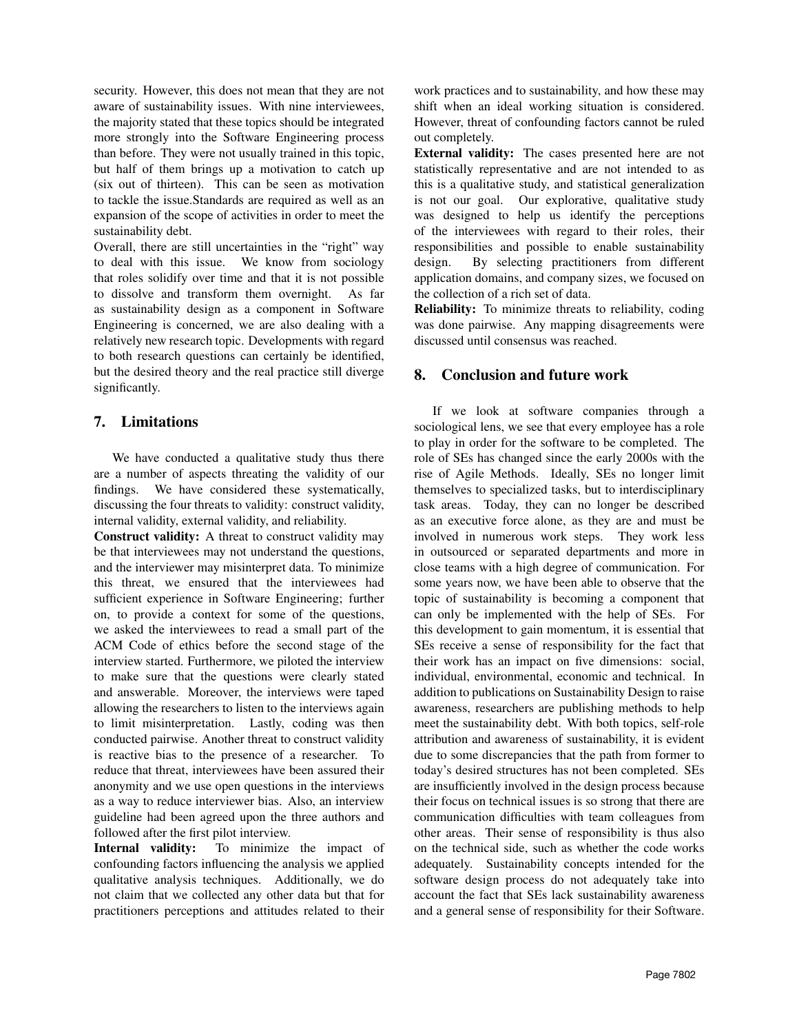security. However, this does not mean that they are not aware of sustainability issues. With nine interviewees, the majority stated that these topics should be integrated more strongly into the Software Engineering process than before. They were not usually trained in this topic, but half of them brings up a motivation to catch up (six out of thirteen). This can be seen as motivation to tackle the issue.Standards are required as well as an expansion of the scope of activities in order to meet the sustainability debt.

Overall, there are still uncertainties in the "right" way to deal with this issue. We know from sociology that roles solidify over time and that it is not possible to dissolve and transform them overnight. As far as sustainability design as a component in Software Engineering is concerned, we are also dealing with a relatively new research topic. Developments with regard to both research questions can certainly be identified, but the desired theory and the real practice still diverge significantly.

## 7. Limitations

We have conducted a qualitative study thus there are a number of aspects threating the validity of our findings. We have considered these systematically, discussing the four threats to validity: construct validity, internal validity, external validity, and reliability.

**Construct validity:** A threat to construct validity may be that interviewees may not understand the questions, and the interviewer may misinterpret data. To minimize this threat, we ensured that the interviewees had sufficient experience in Software Engineering; further on, to provide a context for some of the questions, we asked the interviewees to read a small part of the ACM Code of ethics before the second stage of the interview started. Furthermore, we piloted the interview to make sure that the questions were clearly stated and answerable. Moreover, the interviews were taped allowing the researchers to listen to the interviews again to limit misinterpretation. Lastly, coding was then conducted pairwise. Another threat to construct validity is reactive bias to the presence of a researcher. To reduce that threat, interviewees have been assured their anonymity and we use open questions in the interviews as a way to reduce interviewer bias. Also, an interview guideline had been agreed upon the three authors and followed after the first pilot interview.

**Internal validity:** To minimize the impact of confounding factors influencing the analysis we applied qualitative analysis techniques. Additionally, we do not claim that we collected any other data but that for practitioners perceptions and attitudes related to their work practices and to sustainability, and how these may shift when an ideal working situation is considered. However, threat of confounding factors cannot be ruled out completely.

**External validity:** The cases presented here are not statistically representative and are not intended to as this is a qualitative study, and statistical generalization is not our goal. Our explorative, qualitative study was designed to help us identify the perceptions of the interviewees with regard to their roles, their responsibilities and possible to enable sustainability design. By selecting practitioners from different application domains, and company sizes, we focused on the collection of a rich set of data.

**Reliability:** To minimize threats to reliability, coding was done pairwise. Any mapping disagreements were discussed until consensus was reached.

## 8. Conclusion and future work

If we look at software companies through a sociological lens, we see that every employee has a role to play in order for the software to be completed. The role of SEs has changed since the early 2000s with the rise of Agile Methods. Ideally, SEs no longer limit themselves to specialized tasks, but to interdisciplinary task areas. Today, they can no longer be described as an executive force alone, as they are and must be involved in numerous work steps. They work less in outsourced or separated departments and more in close teams with a high degree of communication. For some years now, we have been able to observe that the topic of sustainability is becoming a component that can only be implemented with the help of SEs. For this development to gain momentum, it is essential that SEs receive a sense of responsibility for the fact that their work has an impact on five dimensions: social, individual, environmental, economic and technical. In addition to publications on Sustainability Design to raise awareness, researchers are publishing methods to help meet the sustainability debt. With both topics, self-role attribution and awareness of sustainability, it is evident due to some discrepancies that the path from former to today's desired structures has not been completed. SEs are insufficiently involved in the design process because their focus on technical issues is so strong that there are communication difficulties with team colleagues from other areas. Their sense of responsibility is thus also on the technical side, such as whether the code works adequately. Sustainability concepts intended for the software design process do not adequately take into account the fact that SEs lack sustainability awareness and a general sense of responsibility for their Software.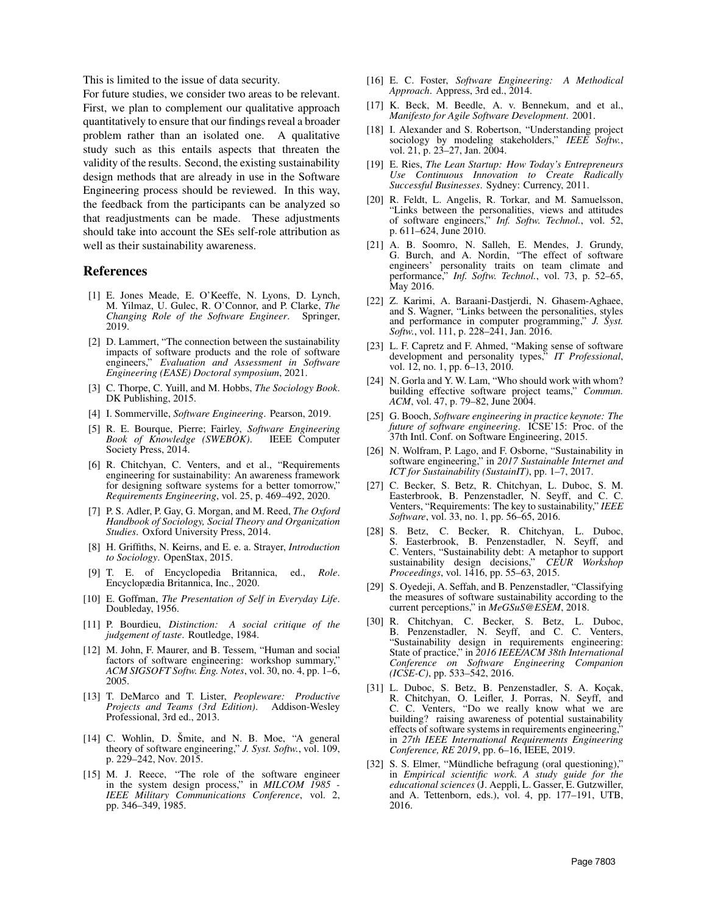This is limited to the issue of data security.

For future studies, we consider two areas to be relevant. First, we plan to complement our qualitative approach quantitatively to ensure that our findings reveal a broader problem rather than an isolated one. A qualitative study such as this entails aspects that threaten the validity of the results. Second, the existing sustainability design methods that are already in use in the Software Engineering process should be reviewed. In this way, the feedback from the participants can be analyzed so that readjustments can be made. These adjustments should take into account the SEs self-role attribution as well as their sustainability awareness.

## References

[1] E. Jones Meade, E. O'Keeffe, N. Lyons, D. Lynch, M. Yilmaz, U. Gulec, R. O'Connor, and P. Clarke, *The Changing Role of the Software Engineer*. Springer, 2019.

[2] D. Lammert, "The connection between the sustainability impacts of software products and the role of software engineers," *Evaluation and Assessment in Software Engineering (EASE) Doctoral symposium*, 2021.

[3] C. Thorpe, C. Yuill, and M. Hobbs, *The Sociology Book*. DK Publishing, 2015.

[4] I. Sommerville, *Software Engineering*. Pearson, 2019.

[5] R. E. Bourque, Pierre; Fairley, *Software Engineering Book of Knowledge (SWEBOK)*. IEEE Computer Society Press, 2014.

[6] R. Chitchyan, C. Venters, and et al., "Requirements engineering for sustainability: An awareness framework for designing software systems for a better tomorrow," *Requirements Engineering*, vol. 25, p. 469–492, 2020.

[7] P. S. Adler, P. Gay, G. Morgan, and M. Reed, *The Oxford Handbook of Sociology, Social Theory and Organization Studies*. Oxford University Press, 2014.

[8] H. Griffiths, N. Keirns, and E. e. a. Strayer, *Introduction to Sociology*. OpenStax, 2015.

[9] T. E. of Encyclopedia Britannica, ed., *Role*. Encyclopædia Britannica, Inc., 2020.

[10] E. Goffman, *The Presentation of Self in Everyday Life*. Doubleday, 1956.

[11] P. Bourdieu, *Distinction: A social critique of the judgement of taste*. Routledge, 1984.

[12] M. John, F. Maurer, and B. Tessem, "Human and social factors of software engineering: workshop summary," *ACM SIGSOFT Softw. Eng. Notes*, vol. 30, no. 4, pp. 1–6, 2005.

[13] T. DeMarco and T. Lister, *Peopleware: Productive Projects and Teams (3rd Edition)*. Addison-Wesley Professional, 3rd ed., 2013.

[14] C. Wohlin, D. Šmite, and N. B. Moe, "A general theory of software engineering," *J. Syst. Softw.*, vol. 109, p. 229–242, Nov. 2015.

[15] M. J. Reece, "The role of the software engineer in the system design process," in *MILCOM 1985 - IEEE Military Communications Conference*, vol. 2, pp. 346–349, 1985.

[16] E. C. Foster, *Software Engineering: A Methodical Approach*. Appress, 3rd ed., 2014.

[17] K. Beck, M. Beedle, A. v. Bennekum, and et al., *Manifesto for Agile Software Development*. 2001.

[18] I. Alexander and S. Robertson, "Understanding project sociology by modeling stakeholders," *IEEE Softw.*, vol. 21, p. 23–27, Jan. 2004.

[19] E. Ries, *The Lean Startup: How Today's Entrepreneurs Use Continuous Innovation to Create Radically Successful Businesses*. Sydney: Currency, 2011.

[20] R. Feldt, L. Angelis, R. Torkar, and M. Samuelsson, "Links between the personalities, views and attitudes of software engineers," *Inf. Softw. Technol.*, vol. 52, p. 611–624, June 2010.

[21] A. B. Soomro, N. Salleh, E. Mendes, J. Grundy, G. Burch, and A. Nordin, "The effect of software engineers' personality traits on team climate and performance," *Inf. Softw. Technol.*, vol. 73, p. 52–65, May 2016.

[22] Z. Karimi, A. Baraani-Dastjerdi, N. Ghasem-Aghaee, and S. Wagner, "Links between the personalities, styles and performance in computer programming," *J. Syst. Softw.*, vol. 111, p. 228–241, Jan. 2016.

[23] L. F. Capretz and F. Ahmed, "Making sense of software development and personality types," *IT Professional*, vol. 12, no. 1, pp. 6–13, 2010.

[24] N. Gorla and Y. W. Lam, "Who should work with whom? building effective software project teams," *Commun. ACM*, vol. 47, p. 79–82, June 2004.

[25] G. Booch, *Software engineering in practice keynote: The future of software engineering*. ICSE'15: Proc. of the 37th Intl. Conf. on Software Engineering, 2015.

[26] N. Wolfram, P. Lago, and F. Osborne, "Sustainability in software engineering," in *2017 Sustainable Internet and ICT for Sustainability (SustainIT)*, pp. 1–7, 2017.

[27] C. Becker, S. Betz, R. Chitchyan, L. Duboc, S. M. Easterbrook, B. Penzenstadler, N. Seyff, and C. C. Venters, "Requirements: The key to sustainability," *IEEE Software*, vol. 33, no. 1, pp. 56–65, 2016.

[28] S. Betz, C. Becker, R. Chitchyan, L. Duboc, S. Easterbrook, B. Penzenstadler, N. Seyff, and C. Venters, "Sustainability debt: A metaphor to support sustainability design decisions," *CEUR Workshop Proceedings*, vol. 1416, pp. 55–63, 2015.

[29] S. Oyedeji, A. Seffah, and B. Penzenstadler, "Classifying the measures of software sustainability according to the current perceptions," in *MeGSuS@ESEM*, 2018.

[30] R. Chitchyan, C. Becker, S. Betz, L. Duboc, B. Penzenstadler, N. Seyff, and C. C. Venters, "Sustainability design in requirements engineering: State of practice," in *2016 IEEE/ACM 38th International Conference on Software Engineering Companion (ICSE-C)*, pp. 533–542, 2016.

[31] L. Duboc, S. Betz, B. Penzenstadler, S. A. Koçak, R. Chitchyan, O. Leifler, J. Porras, N. Seyff, and C. C. Venters, "Do we really know what we are building? raising awareness of potential sustainability effects of software systems in requirements engineering," in *27th IEEE International Requirements Engineering Conference, RE 2019*, pp. 6–16, IEEE, 2019.

[32] S. S. Elmer, "Mündliche befragung (oral questioning)," in *Empirical scientific work. A study guide for the educational sciences* (J. Aeppli, L. Gasser, E. Gutzwiller, and A. Tettenborn, eds.), vol. 4, pp. 177–191, UTB, 2016.